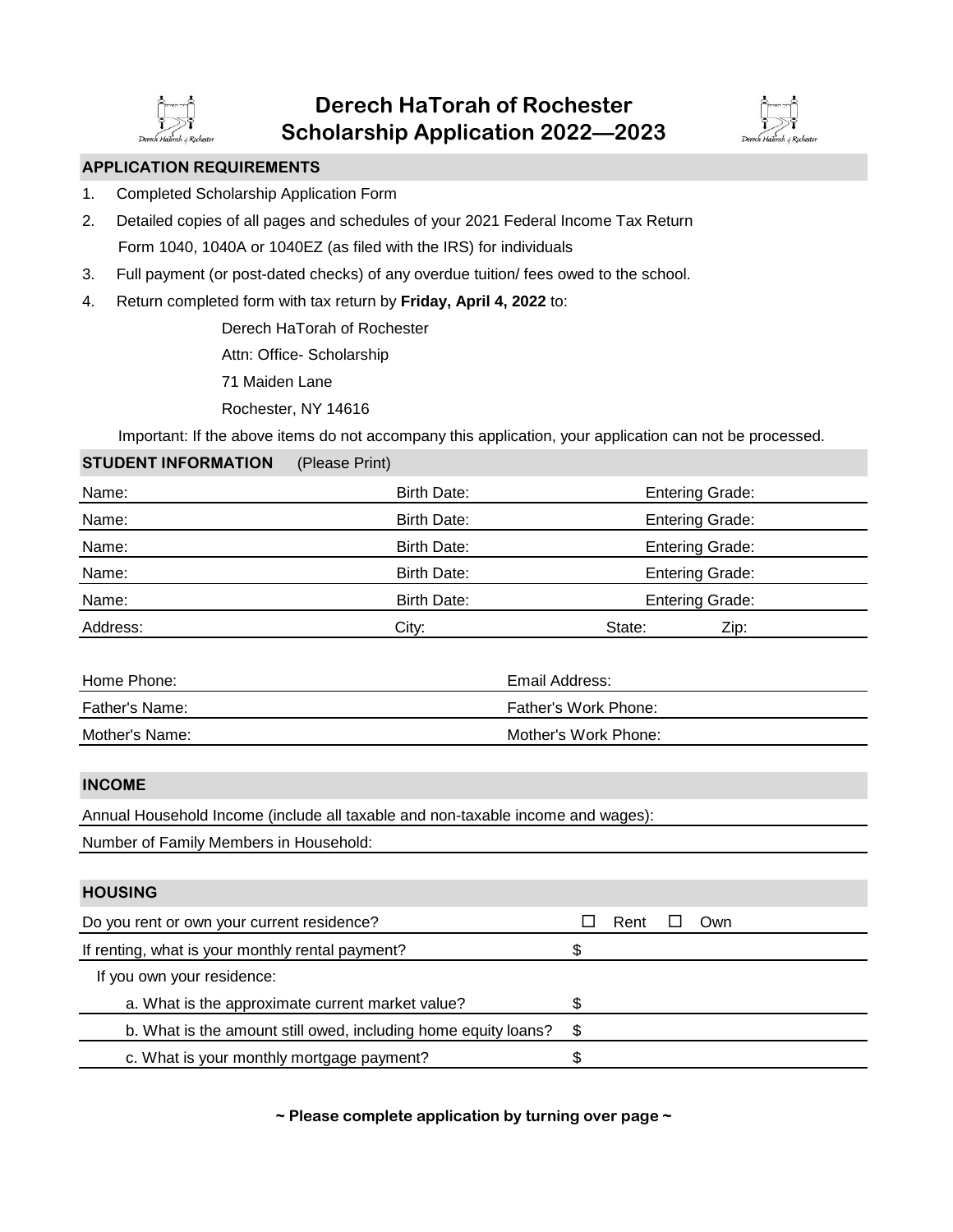# Derech HaTorah of Rochester
# Scholarship Application 2022—2023

## APPLICATION REQUIREMENTS

1. Completed Scholarship Application Form
2. Detailed copies of all pages and schedules of your 2021 Federal Income Tax Return Form 1040, 1040A or 1040EZ (as filed with the IRS) for individuals
3. Full payment (or post-dated checks) of any overdue tuition/ fees owed to the school.
4. Return completed form with tax return by **Friday, April 4, 2022** to:

   Derech HaTorah of Rochester
   Attn: Office- Scholarship
   71 Maiden Lane
   Rochester, NY 14616

Important: If the above items do not accompany this application, your application can not be processed.

## STUDENT INFORMATION (Please Print)

| Name: | Birth Date: | Entering Grade: |
|---|---|---|
| Name: | Birth Date: | Entering Grade: |
| Name: | Birth Date: | Entering Grade: |
| Name: | Birth Date: | Entering Grade: |
| Name: | Birth Date: | Entering Grade: |

| Address: | City: | State: | Zip: |
|---|---|---|---|

| Home Phone: | Email Address: |
|---|---|
| Father's Name: | Father's Work Phone: |
| Mother's Name: | Mother's Work Phone: |

## INCOME

Annual Household Income (include all taxable and non-taxable income and wages):

Number of Family Members in Household:

## HOUSING

| Do you rent or own your current residence? | ☐ Rent ☐ Own |
|---|---|
| If renting, what is your monthly rental payment? | $ |
| If you own your residence: | |
| a. What is the approximate current market value? | $ |
| b. What is the amount still owed, including home equity loans? | $ |
| c. What is your monthly mortgage payment? | $ |

**~ Please complete application by turning over page ~**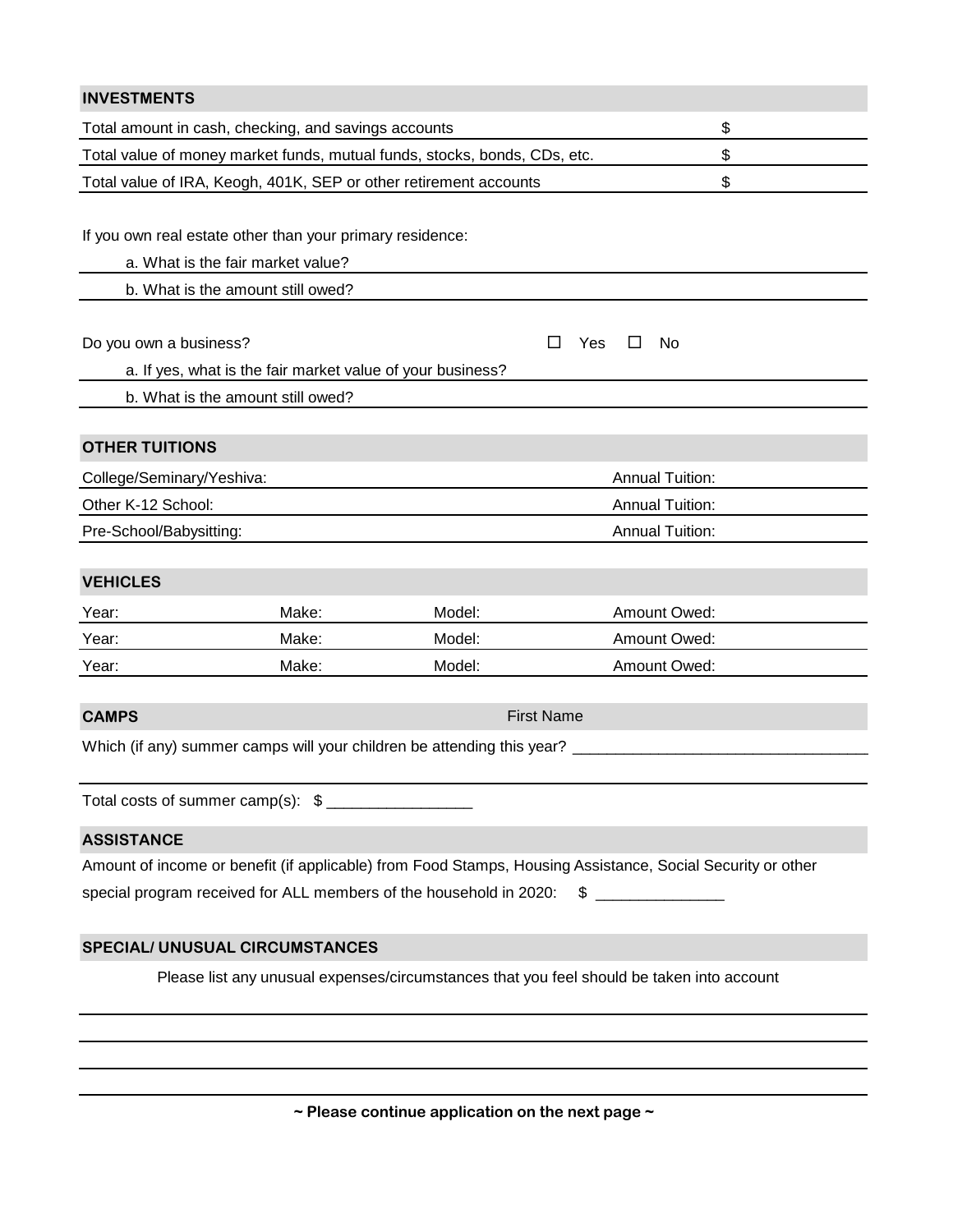## INVESTMENTS

| | |
|---|---|
| Total amount in cash, checking, and savings accounts | $ |
| Total value of money market funds, mutual funds, stocks, bonds, CDs, etc. | $ |
| Total value of IRA, Keogh, 401K, SEP or other retirement accounts | $ |

If you own real estate other than your primary residence:

a. What is the fair market value?

b. What is the amount still owed?

Do you own a business? ☐ Yes ☐ No

a. If yes, what is the fair market value of your business?

b. What is the amount still owed?

## OTHER TUITIONS

| | |
|---|---|
| College/Seminary/Yeshiva: | Annual Tuition: |
| Other K-12 School: | Annual Tuition: |
| Pre-School/Babysitting: | Annual Tuition: |

## VEHICLES

| | | | |
|---|---|---|---|
| Year: | Make: | Model: | Amount Owed: |
| Year: | Make: | Model: | Amount Owed: |
| Year: | Make: | Model: | Amount Owed: |

## CAMPS

First Name

Which (if any) summer camps will your children be attending this year? ______________________________

Total costs of summer camp(s): $ ________________

## ASSISTANCE

Amount of income or benefit (if applicable) from Food Stamps, Housing Assistance, Social Security or other special program received for ALL members of the household in 2020: $ _______________

## SPECIAL/ UNUSUAL CIRCUMSTANCES

Please list any unusual expenses/circumstances that you feel should be taken into account

**~ Please continue application on the next page ~**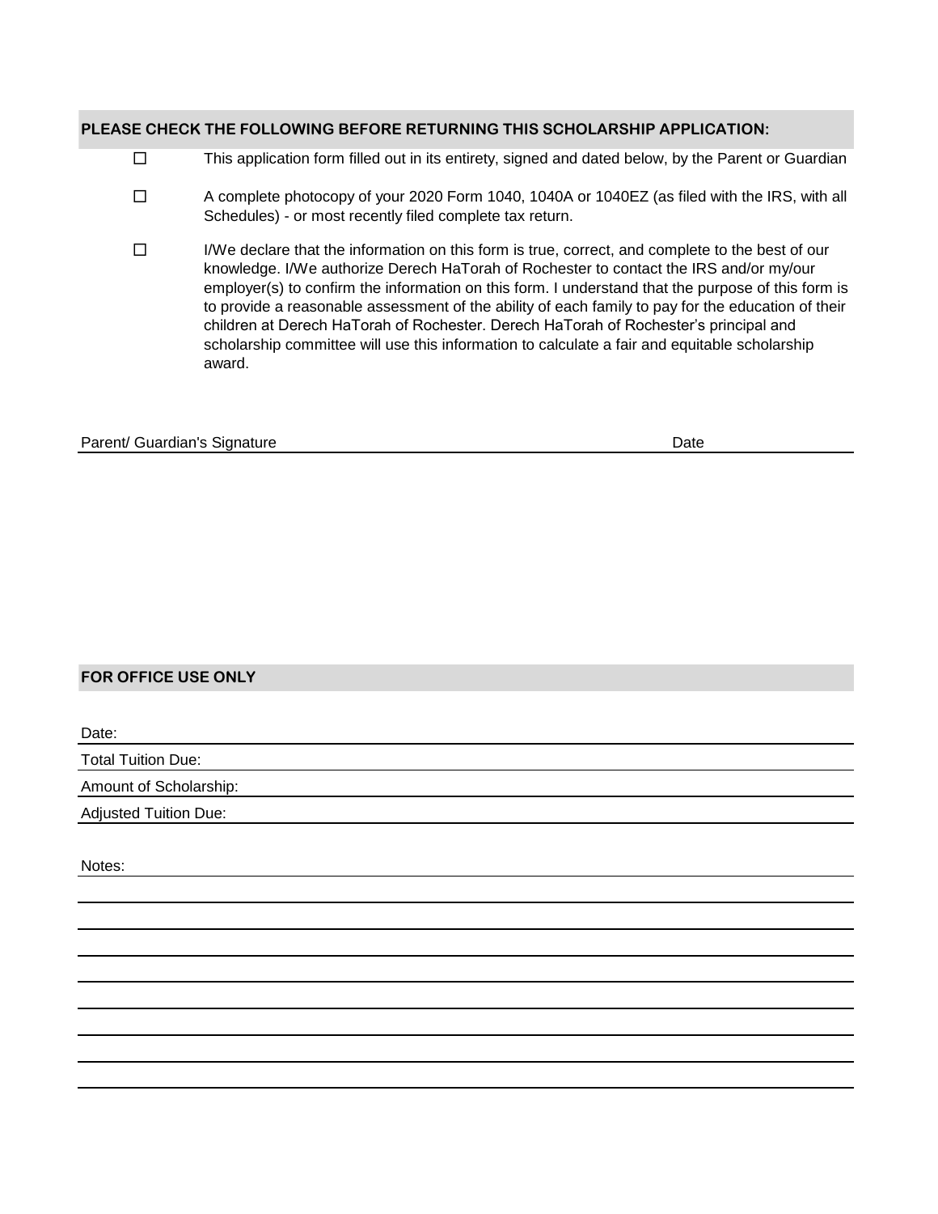## PLEASE CHECK THE FOLLOWING BEFORE RETURNING THIS SCHOLARSHIP APPLICATION:

- ☐ This application form filled out in its entirety, signed and dated below, by the Parent or Guardian
- ☐ A complete photocopy of your 2020 Form 1040, 1040A or 1040EZ (as filed with the IRS, with all Schedules) - or most recently filed complete tax return.
- ☐ I/We declare that the information on this form is true, correct, and complete to the best of our knowledge. I/We authorize Derech HaTorah of Rochester to contact the IRS and/or my/our employer(s) to confirm the information on this form. I understand that the purpose of this form is to provide a reasonable assessment of the ability of each family to pay for the education of their children at Derech HaTorah of Rochester. Derech HaTorah of Rochester's principal and scholarship committee will use this information to calculate a fair and equitable scholarship award.

Parent/ Guardian's Signature ____________________ Date __________

## FOR OFFICE USE ONLY

Date: ____________________

Total Tuition Due: ____________________

Amount of Scholarship: ____________________

Adjusted Tuition Due: ____________________

Notes: ____________________